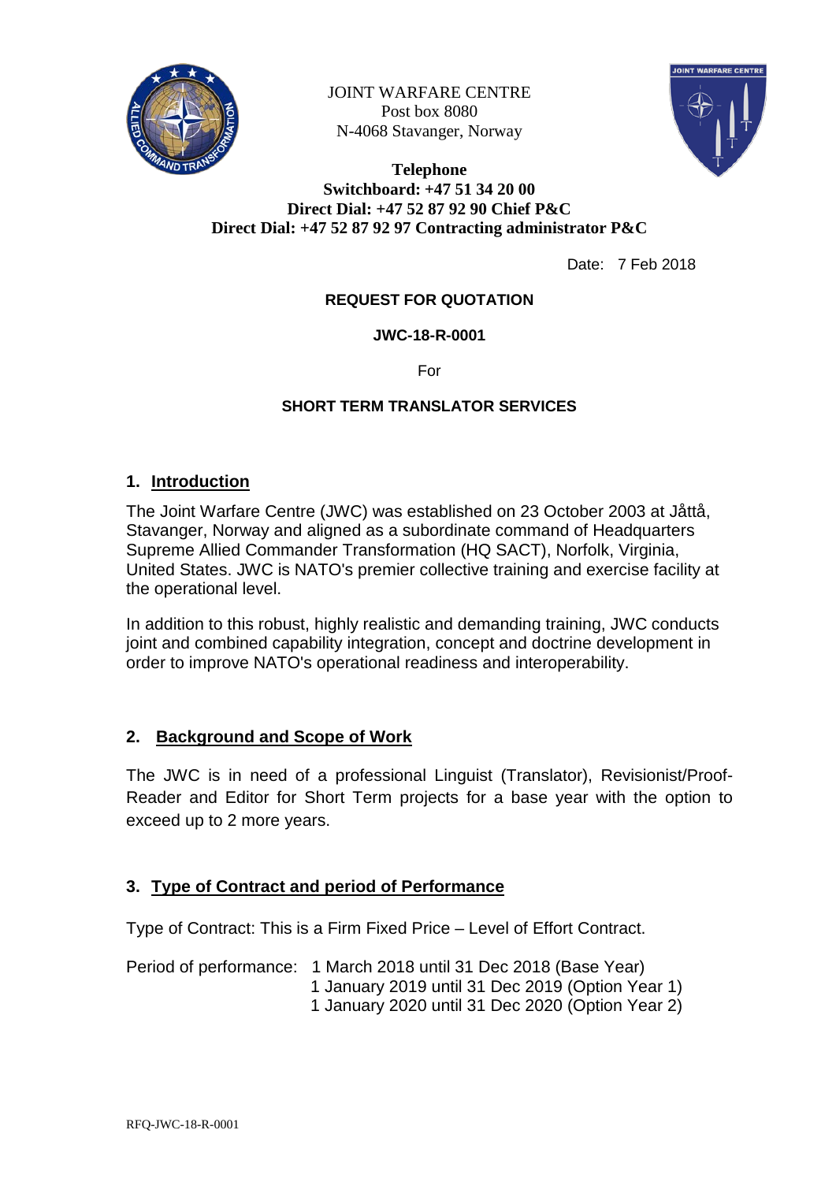JOINT WARFARE CENTRE
Post box 8080
N-4068 Stavanger, Norway

**Telephone**
**Switchboard: +47 51 34 20 00**
**Direct Dial: +47 52 87 92 90 Chief P&C**
**Direct Dial: +47 52 87 92 97 Contracting administrator P&C**

Date: 7 Feb 2018

**REQUEST FOR QUOTATION**

**JWC-18-R-0001**

For

**SHORT TERM TRANSLATOR SERVICES**

## 1. Introduction

The Joint Warfare Centre (JWC) was established on 23 October 2003 at Jåttå, Stavanger, Norway and aligned as a subordinate command of Headquarters Supreme Allied Commander Transformation (HQ SACT), Norfolk, Virginia, United States. JWC is NATO's premier collective training and exercise facility at the operational level.

In addition to this robust, highly realistic and demanding training, JWC conducts joint and combined capability integration, concept and doctrine development in order to improve NATO's operational readiness and interoperability.

## 2. Background and Scope of Work

The JWC is in need of a professional Linguist (Translator), Revisionist/Proof-Reader and Editor for Short Term projects for a base year with the option to exceed up to 2 more years.

## 3. Type of Contract and period of Performance

Type of Contract: This is a Firm Fixed Price – Level of Effort Contract.

Period of performance: 1 March 2018 until 31 Dec 2018 (Base Year)
1 January 2019 until 31 Dec 2019 (Option Year 1)
1 January 2020 until 31 Dec 2020 (Option Year 2)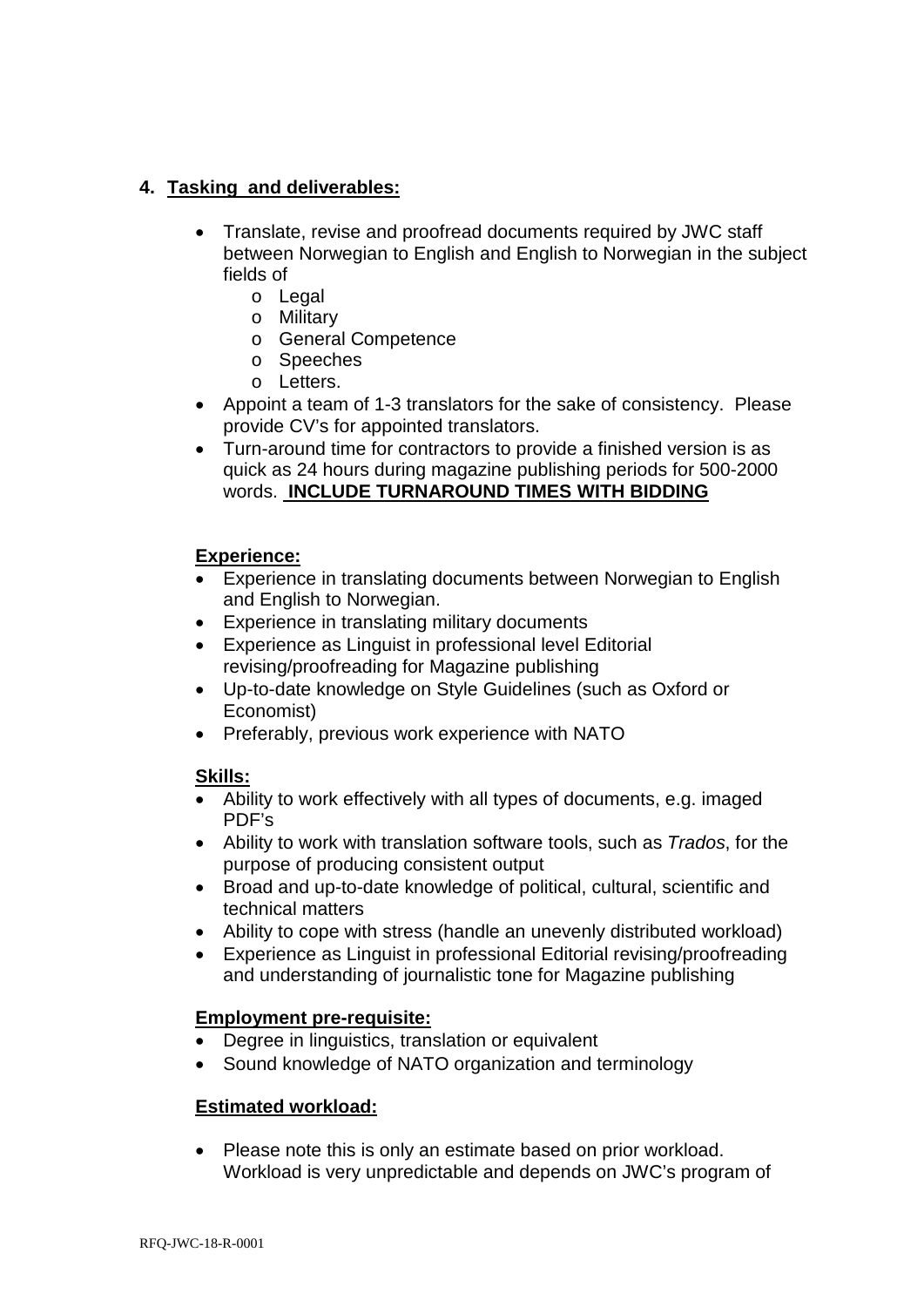## 4. Tasking and deliverables:

- Translate, revise and proofread documents required by JWC staff between Norwegian to English and English to Norwegian in the subject fields of
  - Legal
  - Military
  - General Competence
  - Speeches
  - Letters.
- Appoint a team of 1-3 translators for the sake of consistency. Please provide CV's for appointed translators.
- Turn-around time for contractors to provide a finished version is as quick as 24 hours during magazine publishing periods for 500-2000 words. **INCLUDE TURNAROUND TIMES WITH BIDDING**

### Experience:

- Experience in translating documents between Norwegian to English and English to Norwegian.
- Experience in translating military documents
- Experience as Linguist in professional level Editorial revising/proofreading for Magazine publishing
- Up-to-date knowledge on Style Guidelines (such as Oxford or Economist)
- Preferably, previous work experience with NATO

### Skills:

- Ability to work effectively with all types of documents, e.g. imaged PDF's
- Ability to work with translation software tools, such as *Trados*, for the purpose of producing consistent output
- Broad and up-to-date knowledge of political, cultural, scientific and technical matters
- Ability to cope with stress (handle an unevenly distributed workload)
- Experience as Linguist in professional Editorial revising/proofreading and understanding of journalistic tone for Magazine publishing

### Employment pre-requisite:

- Degree in linguistics, translation or equivalent
- Sound knowledge of NATO organization and terminology

### Estimated workload:

- Please note this is only an estimate based on prior workload. Workload is very unpredictable and depends on JWC's program of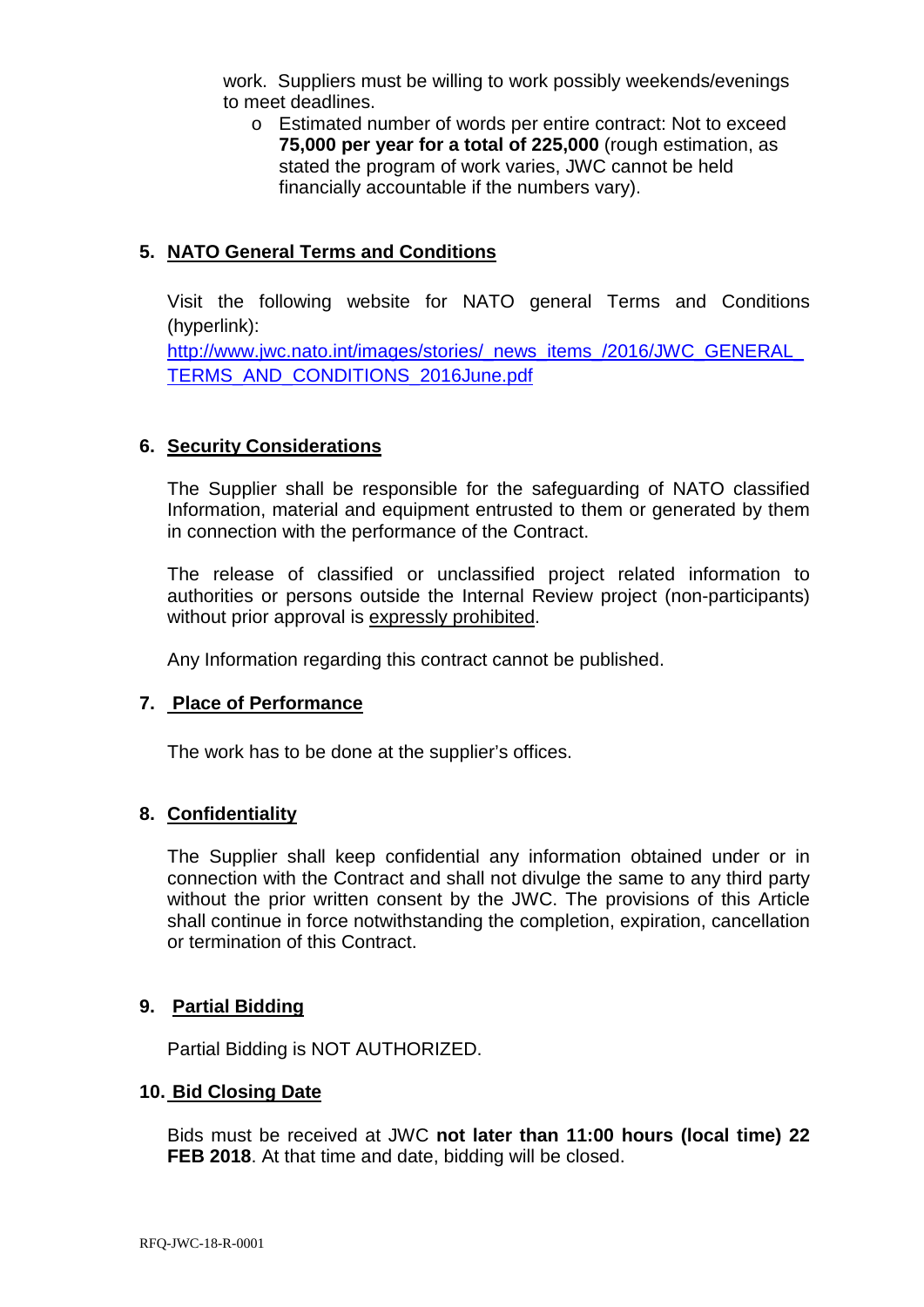work. Suppliers must be willing to work possibly weekends/evenings to meet deadlines.

- Estimated number of words per entire contract: Not to exceed **75,000 per year for a total of 225,000** (rough estimation, as stated the program of work varies, JWC cannot be held financially accountable if the numbers vary).

## 5. NATO General Terms and Conditions

Visit the following website for NATO general Terms and Conditions (hyperlink):
[http://www.jwc.nato.int/images/stories/_news_items_/2016/JWC_GENERAL_TERMS_AND_CONDITIONS_2016June.pdf](http://www.jwc.nato.int/images/stories/_news_items_/2016/JWC_GENERAL_TERMS_AND_CONDITIONS_2016June.pdf)

## 6. Security Considerations

The Supplier shall be responsible for the safeguarding of NATO classified Information, material and equipment entrusted to them or generated by them in connection with the performance of the Contract.

The release of classified or unclassified project related information to authorities or persons outside the Internal Review project (non-participants) without prior approval is expressly prohibited.

Any Information regarding this contract cannot be published.

## 7. Place of Performance

The work has to be done at the supplier's offices.

## 8. Confidentiality

The Supplier shall keep confidential any information obtained under or in connection with the Contract and shall not divulge the same to any third party without the prior written consent by the JWC. The provisions of this Article shall continue in force notwithstanding the completion, expiration, cancellation or termination of this Contract.

## 9. Partial Bidding

Partial Bidding is NOT AUTHORIZED.

## 10. Bid Closing Date

Bids must be received at JWC **not later than 11:00 hours (local time) 22 FEB 2018**. At that time and date, bidding will be closed.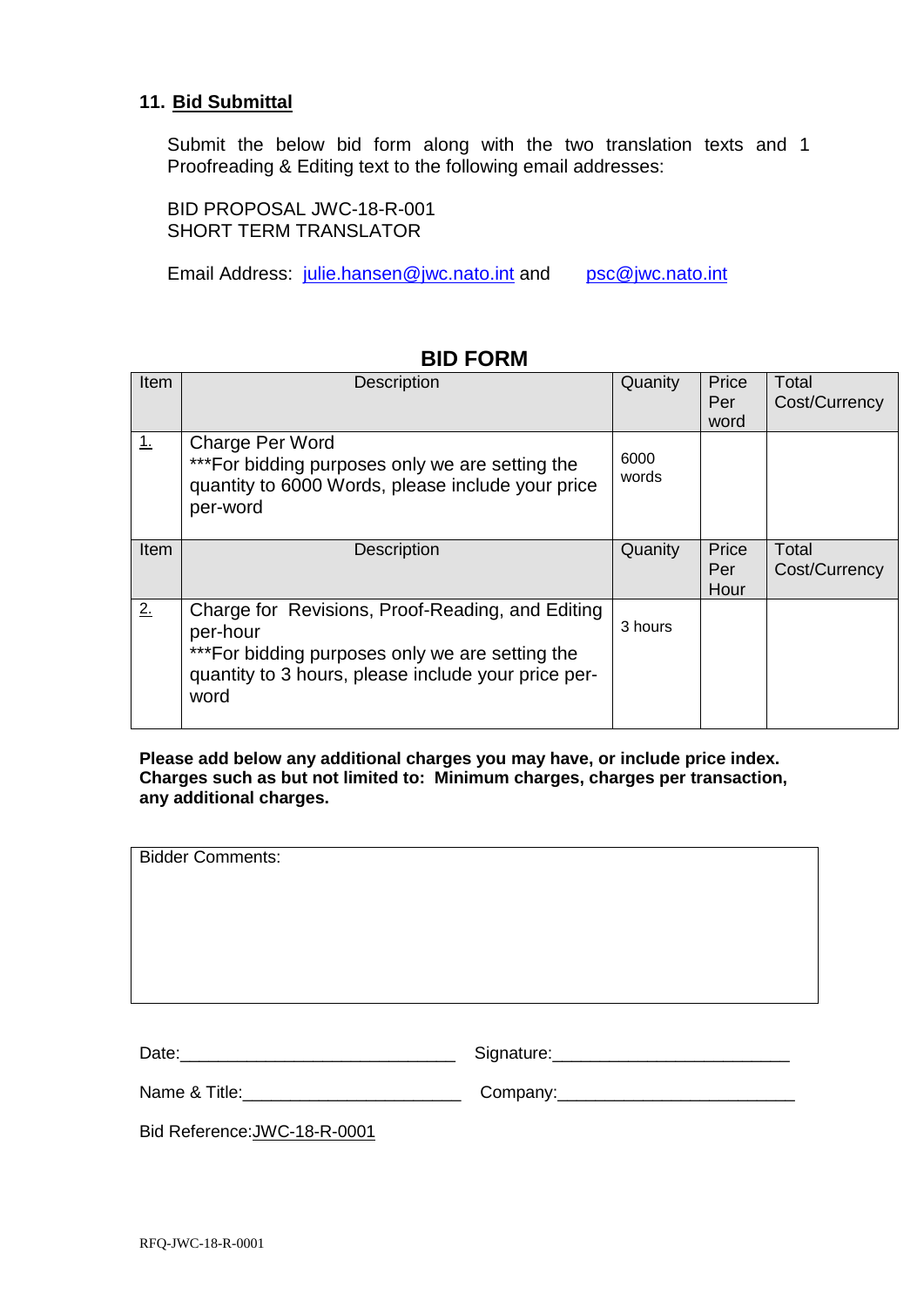### 11. Bid Submittal

Submit the below bid form along with the two translation texts and 1 Proofreading & Editing text to the following email addresses:

BID PROPOSAL JWC-18-R-001
SHORT TERM TRANSLATOR

Email Address: julie.hansen@jwc.nato.int and psc@jwc.nato.int

## BID FORM

| Item | Description | Quanity | Price Per word | Total Cost/Currency |
|---|---|---|---|---|
| 1. | Charge Per Word<br>***For bidding purposes only we are setting the quantity to 6000 Words, please include your price per-word | 6000 words | | |
| **Item** | **Description** | **Quanity** | **Price Per Hour** | **Total Cost/Currency** |
| 2. | Charge for Revisions, Proof-Reading, and Editing per-hour<br>***For bidding purposes only we are setting the quantity to 3 hours, please include your price per-word | 3 hours | | |

**Please add below any additional charges you may have, or include price index. Charges such as but not limited to: Minimum charges, charges per transaction, any additional charges.**

| Bidder Comments: |
|---|
| |

Date:_____________________________ Signature:_________________________

Name & Title:_______________________ Company:_________________________

Bid Reference:JWC-18-R-0001

RFQ-JWC-18-R-0001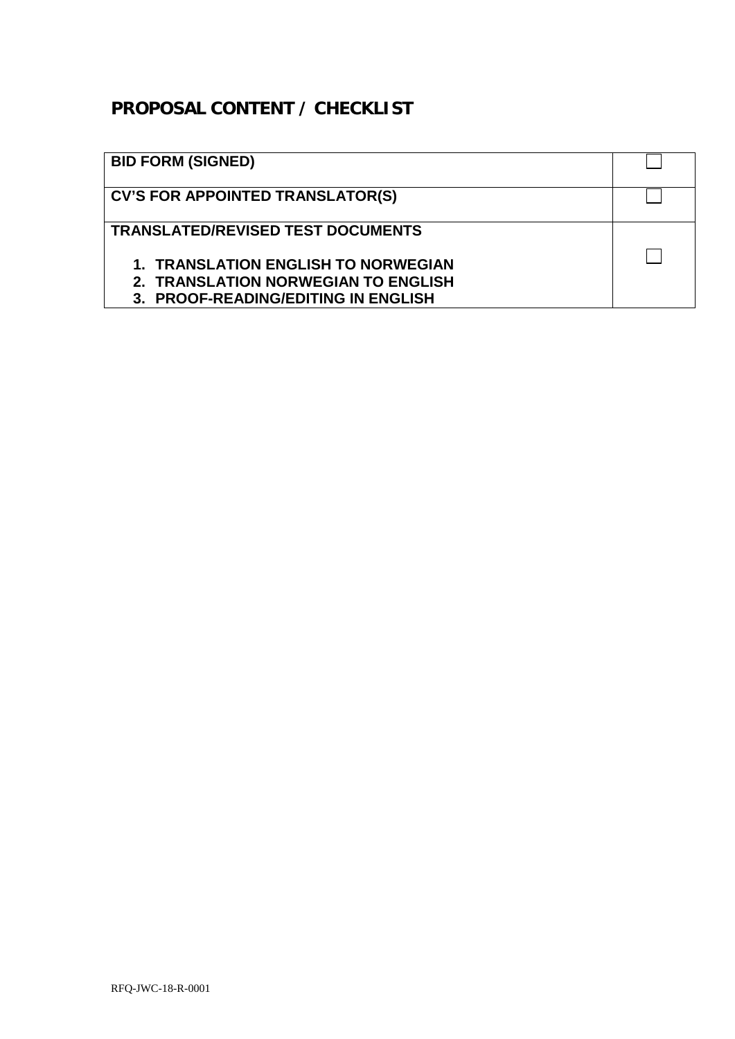# PROPOSAL CONTENT / CHECKLIST

| | |
|---|---|
| **BID FORM (SIGNED)** | ☐ |
| **CV'S FOR APPOINTED TRANSLATOR(S)** | ☐ |
| **TRANSLATED/REVISED TEST DOCUMENTS**<br><br>**1. TRANSLATION ENGLISH TO NORWEGIAN**<br>**2. TRANSLATION NORWEGIAN TO ENGLISH**<br>**3. PROOF-READING/EDITING IN ENGLISH** | ☐ |

RFQ-JWC-18-R-0001